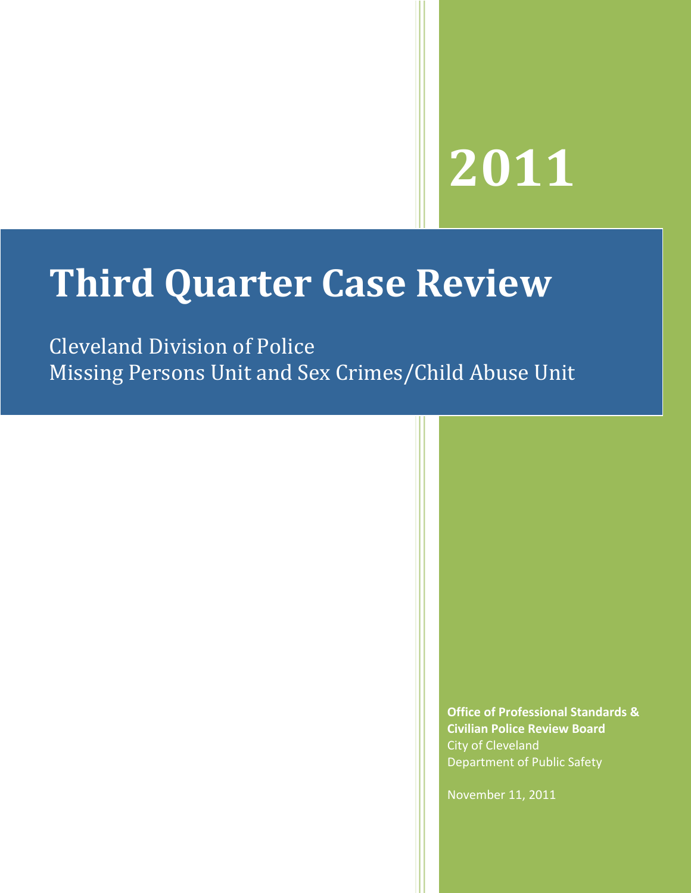# 2011

# Third Quarter Case Review

Cleveland Division of Police
Missing Persons Unit and Sex Crimes/Child Abuse Unit

**Office of Professional Standards & Civilian Police Review Board**
City of Cleveland
Department of Public Safety

November 11, 2011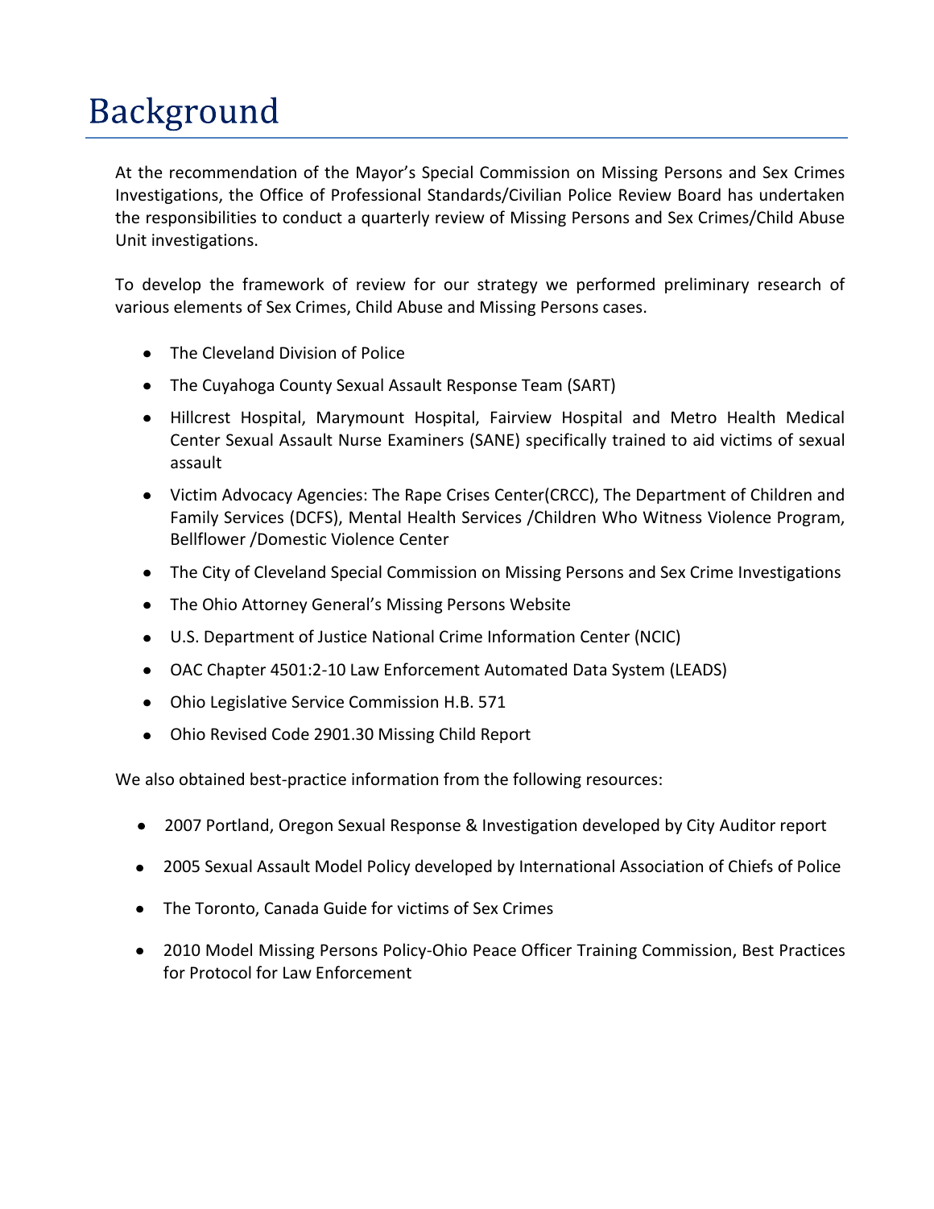# Background

At the recommendation of the Mayor's Special Commission on Missing Persons and Sex Crimes Investigations, the Office of Professional Standards/Civilian Police Review Board has undertaken the responsibilities to conduct a quarterly review of Missing Persons and Sex Crimes/Child Abuse Unit investigations.

To develop the framework of review for our strategy we performed preliminary research of various elements of Sex Crimes, Child Abuse and Missing Persons cases.

- The Cleveland Division of Police
- The Cuyahoga County Sexual Assault Response Team (SART)
- Hillcrest Hospital, Marymount Hospital, Fairview Hospital and Metro Health Medical Center Sexual Assault Nurse Examiners (SANE) specifically trained to aid victims of sexual assault
- Victim Advocacy Agencies: The Rape Crises Center(CRCC), The Department of Children and Family Services (DCFS), Mental Health Services /Children Who Witness Violence Program, Bellflower /Domestic Violence Center
- The City of Cleveland Special Commission on Missing Persons and Sex Crime Investigations
- The Ohio Attorney General's Missing Persons Website
- U.S. Department of Justice National Crime Information Center (NCIC)
- OAC Chapter 4501:2-10 Law Enforcement Automated Data System (LEADS)
- Ohio Legislative Service Commission H.B. 571
- Ohio Revised Code 2901.30 Missing Child Report

We also obtained best-practice information from the following resources:

- 2007 Portland, Oregon Sexual Response & Investigation developed by City Auditor report
- 2005 Sexual Assault Model Policy developed by International Association of Chiefs of Police
- The Toronto, Canada Guide for victims of Sex Crimes
- 2010 Model Missing Persons Policy-Ohio Peace Officer Training Commission, Best Practices for Protocol for Law Enforcement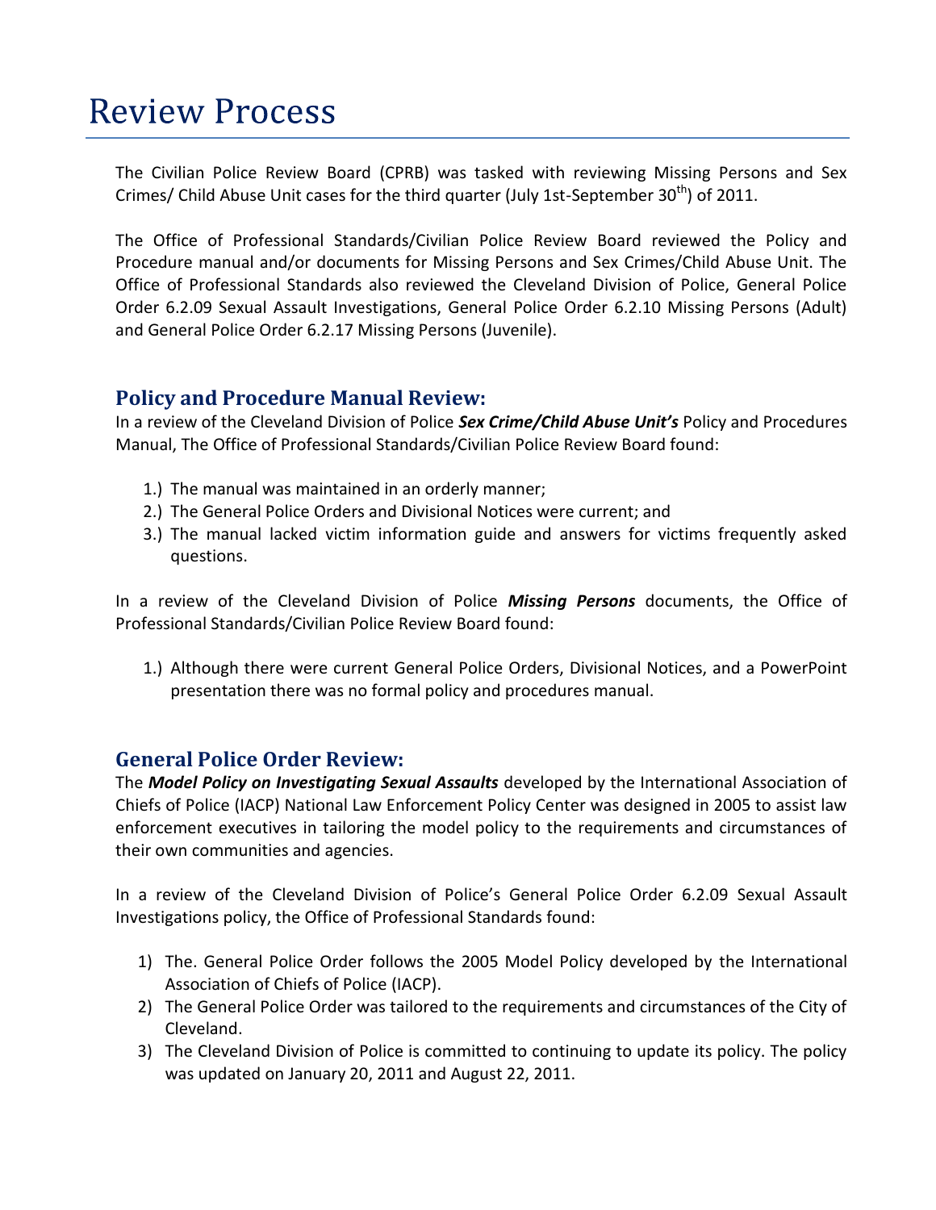# Review Process

The Civilian Police Review Board (CPRB) was tasked with reviewing Missing Persons and Sex Crimes/ Child Abuse Unit cases for the third quarter (July 1st-September 30th) of 2011.

The Office of Professional Standards/Civilian Police Review Board reviewed the Policy and Procedure manual and/or documents for Missing Persons and Sex Crimes/Child Abuse Unit. The Office of Professional Standards also reviewed the Cleveland Division of Police, General Police Order 6.2.09 Sexual Assault Investigations, General Police Order 6.2.10 Missing Persons (Adult) and General Police Order 6.2.17 Missing Persons (Juvenile).

## Policy and Procedure Manual Review:

In a review of the Cleveland Division of Police ***Sex Crime/Child Abuse Unit's*** Policy and Procedures Manual, The Office of Professional Standards/Civilian Police Review Board found:

1.) The manual was maintained in an orderly manner;
2.) The General Police Orders and Divisional Notices were current; and
3.) The manual lacked victim information guide and answers for victims frequently asked questions.

In a review of the Cleveland Division of Police ***Missing Persons*** documents, the Office of Professional Standards/Civilian Police Review Board found:

1.) Although there were current General Police Orders, Divisional Notices, and a PowerPoint presentation there was no formal policy and procedures manual.

## General Police Order Review:

The ***Model Policy on Investigating Sexual Assaults*** developed by the International Association of Chiefs of Police (IACP) National Law Enforcement Policy Center was designed in 2005 to assist law enforcement executives in tailoring the model policy to the requirements and circumstances of their own communities and agencies.

In a review of the Cleveland Division of Police's General Police Order 6.2.09 Sexual Assault Investigations policy, the Office of Professional Standards found:

1) The. General Police Order follows the 2005 Model Policy developed by the International Association of Chiefs of Police (IACP).
2) The General Police Order was tailored to the requirements and circumstances of the City of Cleveland.
3) The Cleveland Division of Police is committed to continuing to update its policy. The policy was updated on January 20, 2011 and August 22, 2011.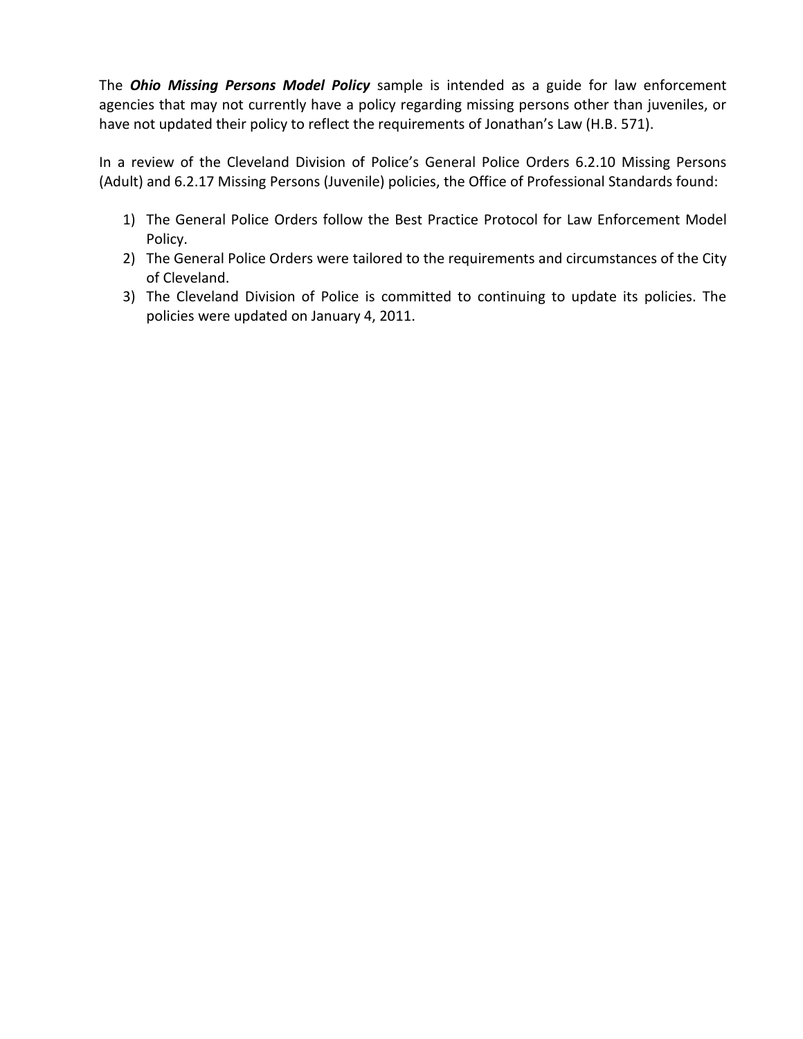The ***Ohio Missing Persons Model Policy*** sample is intended as a guide for law enforcement agencies that may not currently have a policy regarding missing persons other than juveniles, or have not updated their policy to reflect the requirements of Jonathan's Law (H.B. 571).

In a review of the Cleveland Division of Police's General Police Orders 6.2.10 Missing Persons (Adult) and 6.2.17 Missing Persons (Juvenile) policies, the Office of Professional Standards found:

1) The General Police Orders follow the Best Practice Protocol for Law Enforcement Model Policy.
2) The General Police Orders were tailored to the requirements and circumstances of the City of Cleveland.
3) The Cleveland Division of Police is committed to continuing to update its policies. The policies were updated on January 4, 2011.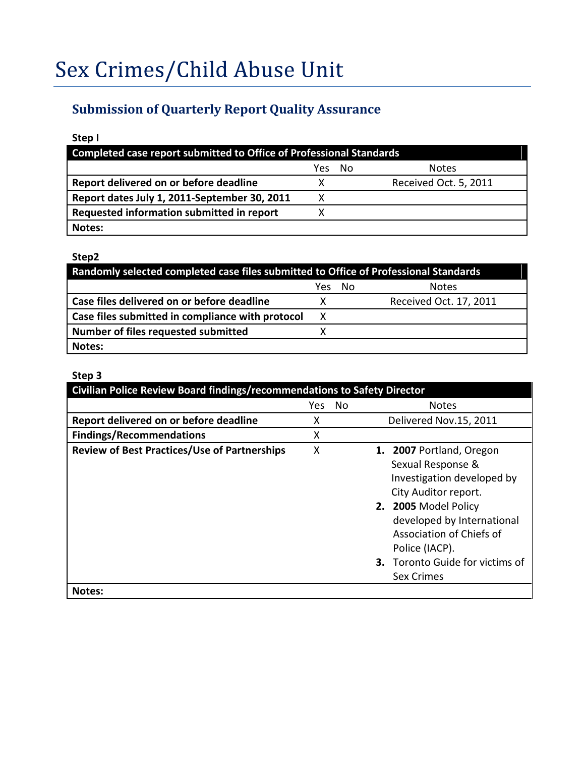# Sex Crimes/Child Abuse Unit

## Submission of Quarterly Report Quality Assurance

**Step I**

| Completed case report submitted to Office of Professional Standards | | | |
|---|---|---|---|
| | Yes | No | Notes |
| **Report delivered on or before deadline** | X | | Received Oct. 5, 2011 |
| **Report dates July 1, 2011-September 30, 2011** | X | | |
| **Requested information submitted in report** | X | | |
| **Notes:** | | | |

**Step2**

| Randomly selected completed case files submitted to Office of Professional Standards | | | |
|---|---|---|---|
| | Yes | No | Notes |
| **Case files delivered on or before deadline** | X | | Received Oct. 17, 2011 |
| **Case files submitted in compliance with protocol** | X | | |
| **Number of files requested submitted** | X | | |
| **Notes:** | | | |

**Step 3**

| Civilian Police Review Board findings/recommendations to Safety Director | | | |
|---|---|---|---|
| | Yes | No | Notes |
| **Report delivered on or before deadline** | X | | Delivered Nov.15, 2011 |
| **Findings/Recommendations** | X | | |
| **Review of Best Practices/Use of Partnerships** | X | | **1. 2007** Portland, Oregon Sexual Response & Investigation developed by City Auditor report. **2. 2005** Model Policy developed by International Association of Chiefs of Police (IACP). **3.** Toronto Guide for victims of Sex Crimes |
| **Notes:** | | | |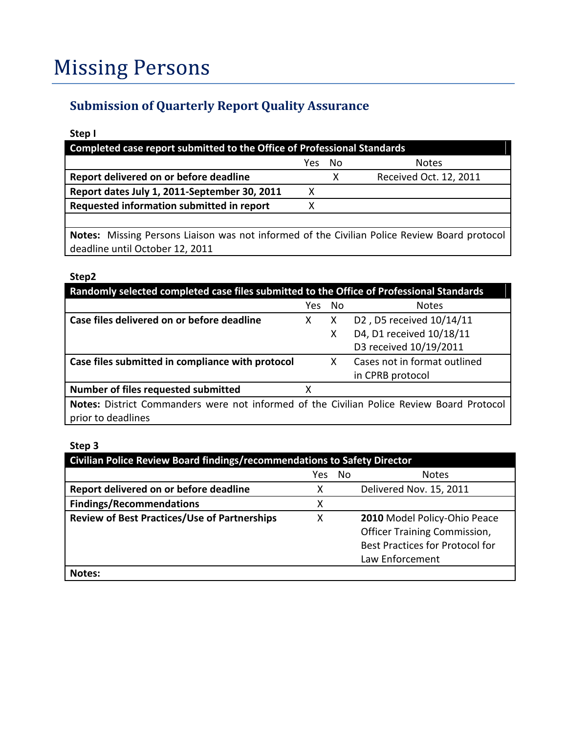# Missing Persons

## Submission of Quarterly Report Quality Assurance

**Step I**

| Completed case report submitted to the Office of Professional Standards | | | |
|---|---|---|---|
| | Yes | No | Notes |
| **Report delivered on or before deadline** | | X | Received Oct. 12, 2011 |
| **Report dates July 1, 2011-September 30, 2011** | X | | |
| **Requested information submitted in report** | X | | |
| | | | |
| **Notes:** Missing Persons Liaison was not informed of the Civilian Police Review Board protocol deadline until October 12, 2011 | | | |

**Step2**

| Randomly selected completed case files submitted to the Office of Professional Standards | | | |
|---|---|---|---|
| | Yes | No | Notes |
| **Case files delivered on or before deadline** | X | X<br>X | D2 , D5 received 10/14/11<br>D4, D1 received 10/18/11<br>D3 received 10/19/2011 |
| **Case files submitted in compliance with protocol** | | X | Cases not in format outlined in CPRB protocol |
| **Number of files requested submitted** | X | | |
| **Notes:** District Commanders were not informed of the Civilian Police Review Board Protocol prior to deadlines | | | |

**Step 3**

| Civilian Police Review Board findings/recommendations to Safety Director | | | |
|---|---|---|---|
| | Yes | No | Notes |
| **Report delivered on or before deadline** | X | | Delivered Nov. 15, 2011 |
| **Findings/Recommendations** | X | | |
| **Review of Best Practices/Use of Partnerships** | X | | **2010** Model Policy-Ohio Peace Officer Training Commission, Best Practices for Protocol for Law Enforcement |
| **Notes:** | | | |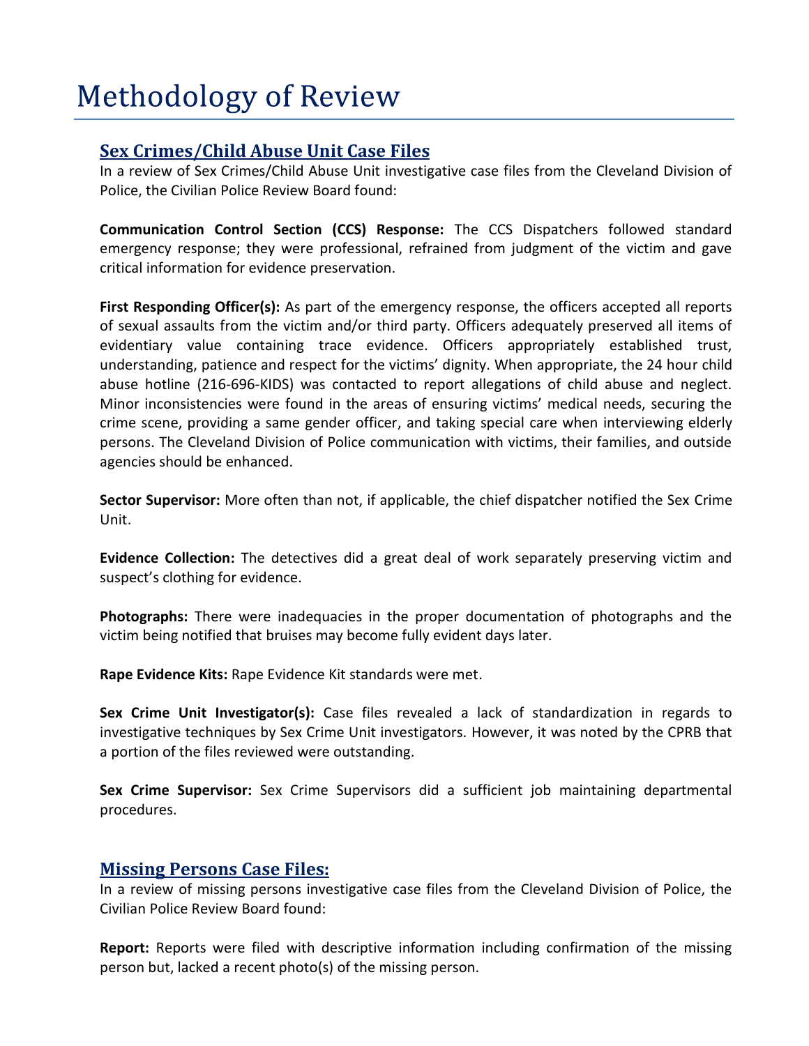# Methodology of Review

## Sex Crimes/Child Abuse Unit Case Files

In a review of Sex Crimes/Child Abuse Unit investigative case files from the Cleveland Division of Police, the Civilian Police Review Board found:

**Communication Control Section (CCS) Response:** The CCS Dispatchers followed standard emergency response; they were professional, refrained from judgment of the victim and gave critical information for evidence preservation.

**First Responding Officer(s):** As part of the emergency response, the officers accepted all reports of sexual assaults from the victim and/or third party. Officers adequately preserved all items of evidentiary value containing trace evidence. Officers appropriately established trust, understanding, patience and respect for the victims' dignity. When appropriate, the 24 hour child abuse hotline (216-696-KIDS) was contacted to report allegations of child abuse and neglect. Minor inconsistencies were found in the areas of ensuring victims' medical needs, securing the crime scene, providing a same gender officer, and taking special care when interviewing elderly persons. The Cleveland Division of Police communication with victims, their families, and outside agencies should be enhanced.

**Sector Supervisor:** More often than not, if applicable, the chief dispatcher notified the Sex Crime Unit.

**Evidence Collection:** The detectives did a great deal of work separately preserving victim and suspect's clothing for evidence.

**Photographs:** There were inadequacies in the proper documentation of photographs and the victim being notified that bruises may become fully evident days later.

**Rape Evidence Kits:** Rape Evidence Kit standards were met.

**Sex Crime Unit Investigator(s):** Case files revealed a lack of standardization in regards to investigative techniques by Sex Crime Unit investigators. However, it was noted by the CPRB that a portion of the files reviewed were outstanding.

**Sex Crime Supervisor:** Sex Crime Supervisors did a sufficient job maintaining departmental procedures.

## Missing Persons Case Files:

In a review of missing persons investigative case files from the Cleveland Division of Police, the Civilian Police Review Board found:

**Report:** Reports were filed with descriptive information including confirmation of the missing person but, lacked a recent photo(s) of the missing person.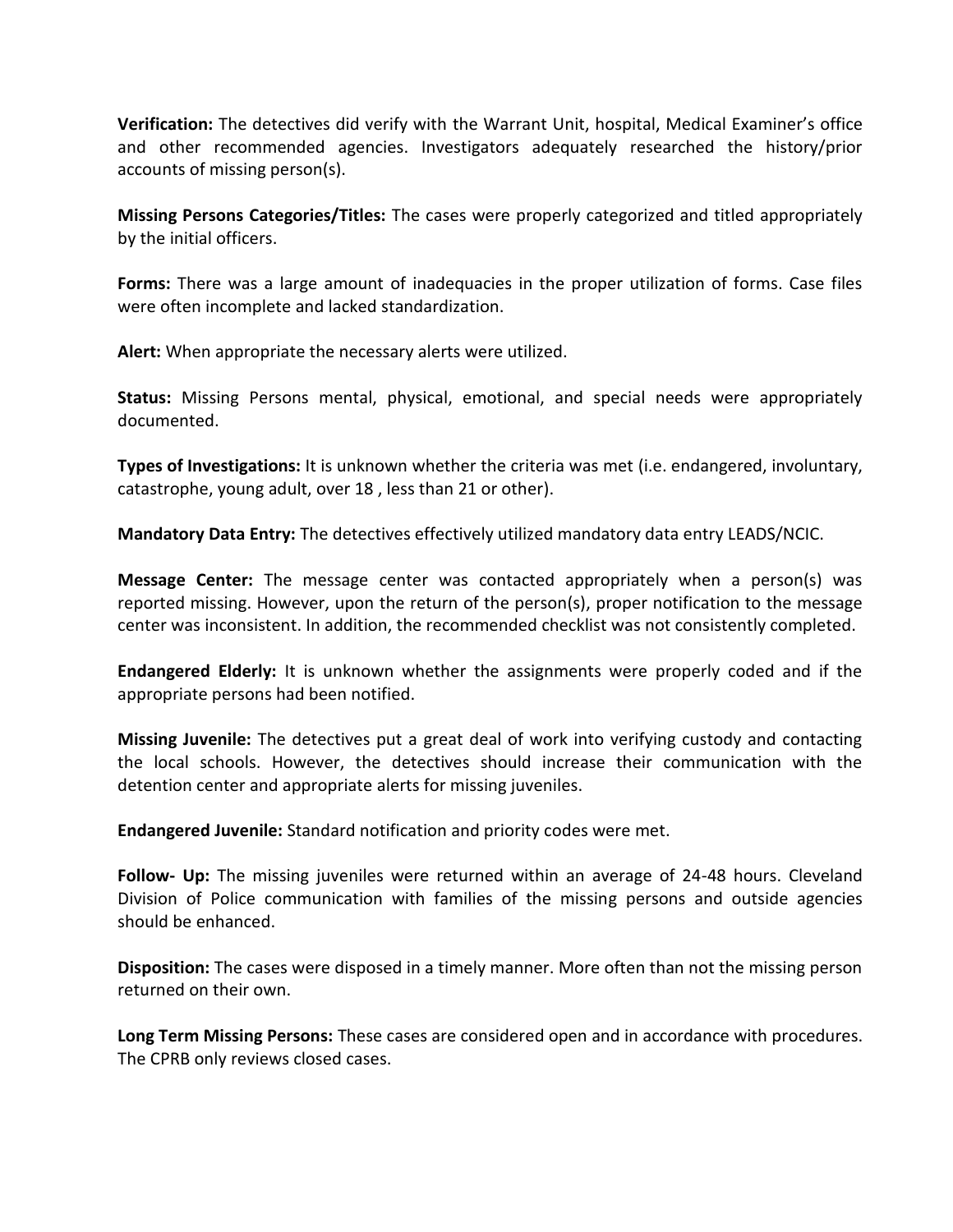**Verification:** The detectives did verify with the Warrant Unit, hospital, Medical Examiner's office and other recommended agencies. Investigators adequately researched the history/prior accounts of missing person(s).

**Missing Persons Categories/Titles:** The cases were properly categorized and titled appropriately by the initial officers.

**Forms:** There was a large amount of inadequacies in the proper utilization of forms. Case files were often incomplete and lacked standardization.

**Alert:** When appropriate the necessary alerts were utilized.

**Status:** Missing Persons mental, physical, emotional, and special needs were appropriately documented.

**Types of Investigations:** It is unknown whether the criteria was met (i.e. endangered, involuntary, catastrophe, young adult, over 18 , less than 21 or other).

**Mandatory Data Entry:** The detectives effectively utilized mandatory data entry LEADS/NCIC.

**Message Center:** The message center was contacted appropriately when a person(s) was reported missing. However, upon the return of the person(s), proper notification to the message center was inconsistent. In addition, the recommended checklist was not consistently completed.

**Endangered Elderly:** It is unknown whether the assignments were properly coded and if the appropriate persons had been notified.

**Missing Juvenile:** The detectives put a great deal of work into verifying custody and contacting the local schools. However, the detectives should increase their communication with the detention center and appropriate alerts for missing juveniles.

**Endangered Juvenile:** Standard notification and priority codes were met.

**Follow- Up:** The missing juveniles were returned within an average of 24-48 hours. Cleveland Division of Police communication with families of the missing persons and outside agencies should be enhanced.

**Disposition:** The cases were disposed in a timely manner. More often than not the missing person returned on their own.

**Long Term Missing Persons:** These cases are considered open and in accordance with procedures. The CPRB only reviews closed cases.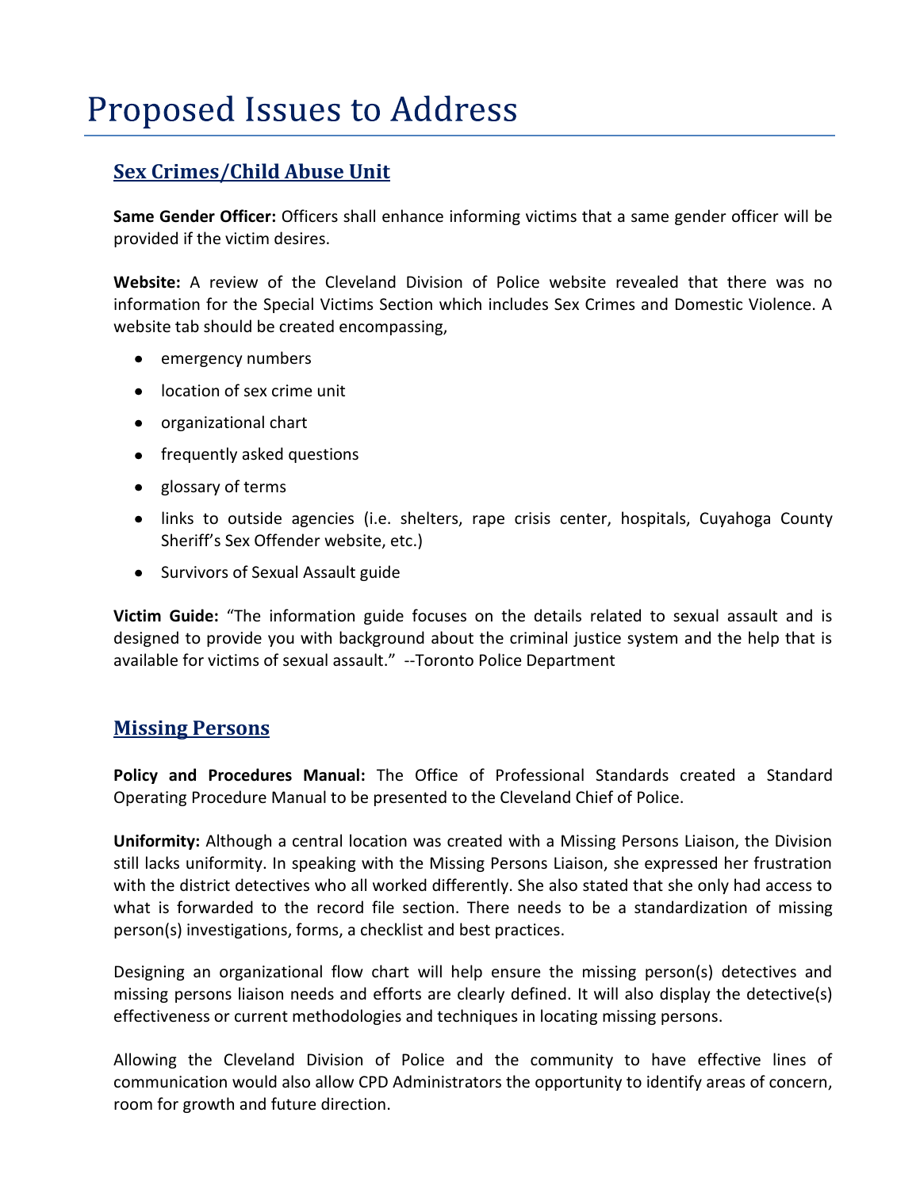# Proposed Issues to Address

## Sex Crimes/Child Abuse Unit

**Same Gender Officer:** Officers shall enhance informing victims that a same gender officer will be provided if the victim desires.

**Website:** A review of the Cleveland Division of Police website revealed that there was no information for the Special Victims Section which includes Sex Crimes and Domestic Violence. A website tab should be created encompassing,

- emergency numbers
- location of sex crime unit
- organizational chart
- frequently asked questions
- glossary of terms
- links to outside agencies (i.e. shelters, rape crisis center, hospitals, Cuyahoga County Sheriff's Sex Offender website, etc.)
- Survivors of Sexual Assault guide

**Victim Guide:** "The information guide focuses on the details related to sexual assault and is designed to provide you with background about the criminal justice system and the help that is available for victims of sexual assault." --Toronto Police Department

## Missing Persons

**Policy and Procedures Manual:** The Office of Professional Standards created a Standard Operating Procedure Manual to be presented to the Cleveland Chief of Police.

**Uniformity:** Although a central location was created with a Missing Persons Liaison, the Division still lacks uniformity. In speaking with the Missing Persons Liaison, she expressed her frustration with the district detectives who all worked differently. She also stated that she only had access to what is forwarded to the record file section. There needs to be a standardization of missing person(s) investigations, forms, a checklist and best practices.

Designing an organizational flow chart will help ensure the missing person(s) detectives and missing persons liaison needs and efforts are clearly defined. It will also display the detective(s) effectiveness or current methodologies and techniques in locating missing persons.

Allowing the Cleveland Division of Police and the community to have effective lines of communication would also allow CPD Administrators the opportunity to identify areas of concern, room for growth and future direction.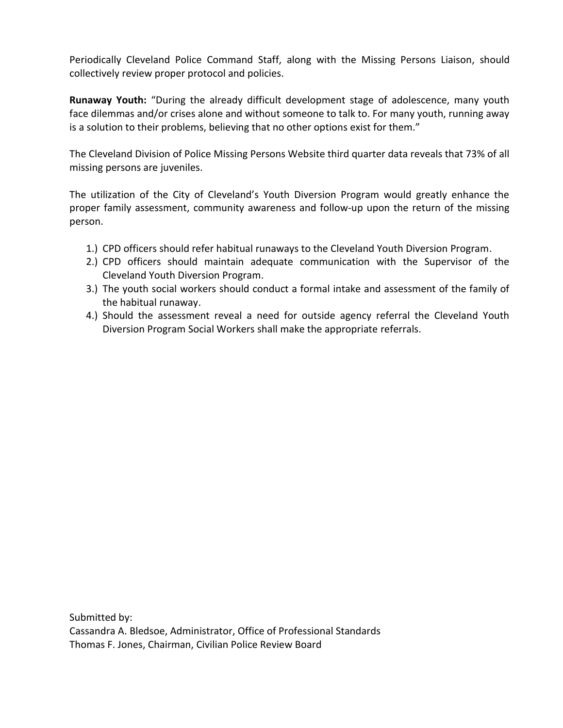Periodically Cleveland Police Command Staff, along with the Missing Persons Liaison, should collectively review proper protocol and policies.

**Runaway Youth:** "During the already difficult development stage of adolescence, many youth face dilemmas and/or crises alone and without someone to talk to. For many youth, running away is a solution to their problems, believing that no other options exist for them."

The Cleveland Division of Police Missing Persons Website third quarter data reveals that 73% of all missing persons are juveniles.

The utilization of the City of Cleveland's Youth Diversion Program would greatly enhance the proper family assessment, community awareness and follow-up upon the return of the missing person.

1.) CPD officers should refer habitual runaways to the Cleveland Youth Diversion Program.
2.) CPD officers should maintain adequate communication with the Supervisor of the Cleveland Youth Diversion Program.
3.) The youth social workers should conduct a formal intake and assessment of the family of the habitual runaway.
4.) Should the assessment reveal a need for outside agency referral the Cleveland Youth Diversion Program Social Workers shall make the appropriate referrals.

Submitted by:
Cassandra A. Bledsoe, Administrator, Office of Professional Standards
Thomas F. Jones, Chairman, Civilian Police Review Board